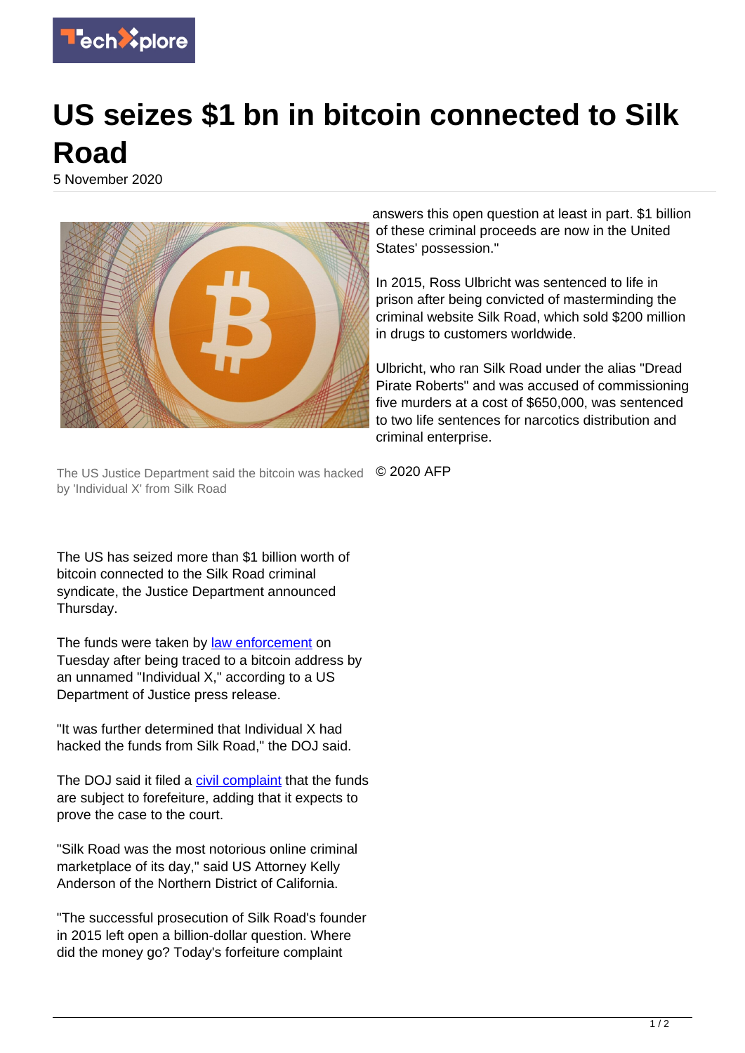# US seizes $1 bn in bitcoin connected to Silk Road

5 November 2020

The US Justice Department said the bitcoin was hacked by 'Individual X' from Silk Road

The US has seized more than $1 billion worth of bitcoin connected to the Silk Road criminal syndicate, the Justice Department announced Thursday.

The funds were taken by law enforcement on Tuesday after being traced to a bitcoin address by an unnamed "Individual X," according to a US Department of Justice press release.

"It was further determined that Individual X had hacked the funds from Silk Road," the DOJ said.

The DOJ said it filed a civil complaint that the funds are subject to forefeiture, adding that it expects to prove the case to the court.

"Silk Road was the most notorious online criminal marketplace of its day," said US Attorney Kelly Anderson of the Northern District of California.

"The successful prosecution of Silk Road's founder in 2015 left open a billion-dollar question. Where did the money go? Today's forfeiture complaint answers this open question at least in part. $1 billion of these criminal proceeds are now in the United States' possession."

In 2015, Ross Ulbricht was sentenced to life in prison after being convicted of masterminding the criminal website Silk Road, which sold $200 million in drugs to customers worldwide.

Ulbricht, who ran Silk Road under the alias "Dread Pirate Roberts" and was accused of commissioning five murders at a cost of $650,000, was sentenced to two life sentences for narcotics distribution and criminal enterprise.

© 2020 AFP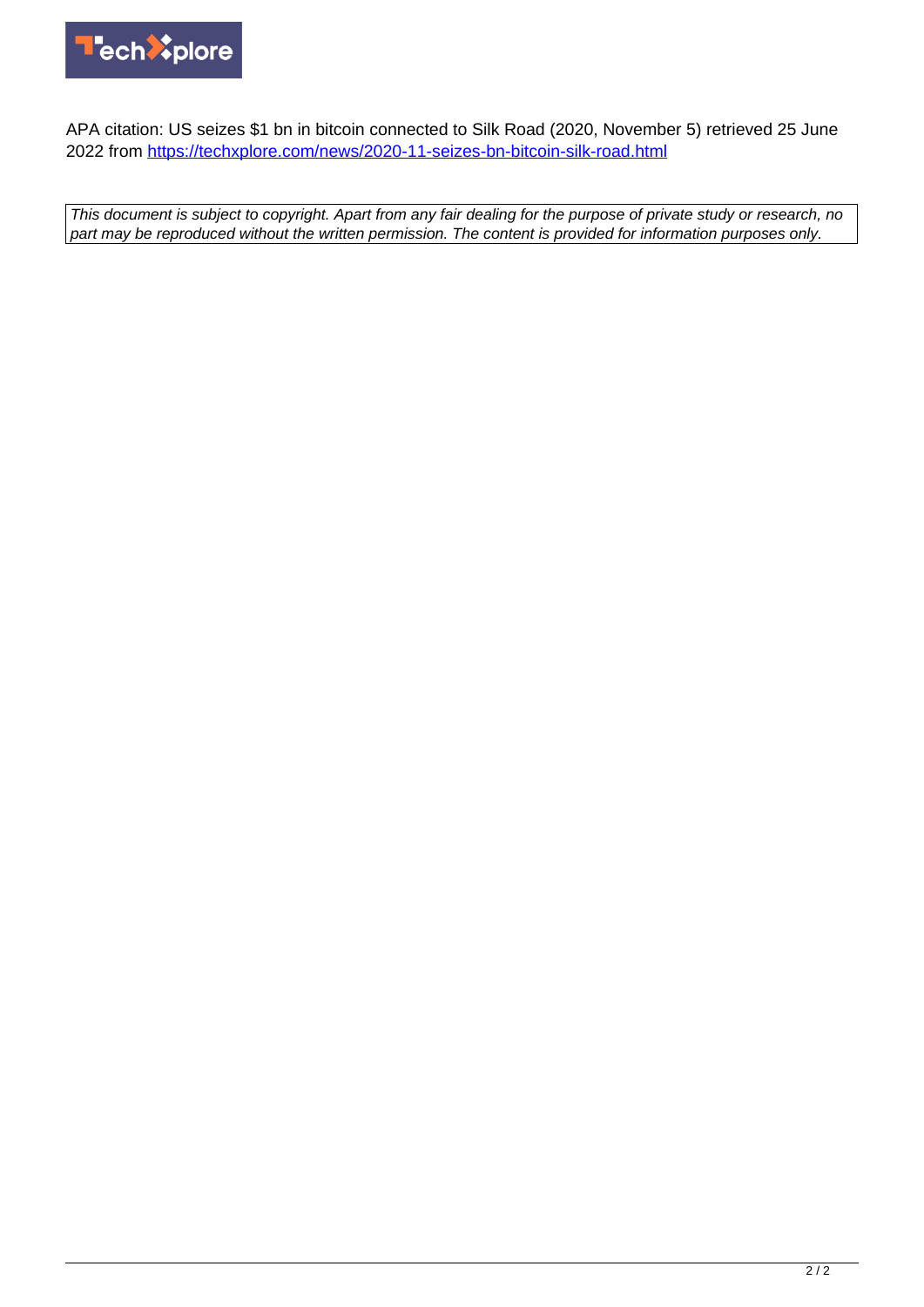APA citation: US seizes $1 bn in bitcoin connected to Silk Road (2020, November 5) retrieved 25 June 2022 from https://techxplore.com/news/2020-11-seizes-bn-bitcoin-silk-road.html

*This document is subject to copyright. Apart from any fair dealing for the purpose of private study or research, no part may be reproduced without the written permission. The content is provided for information purposes only.*